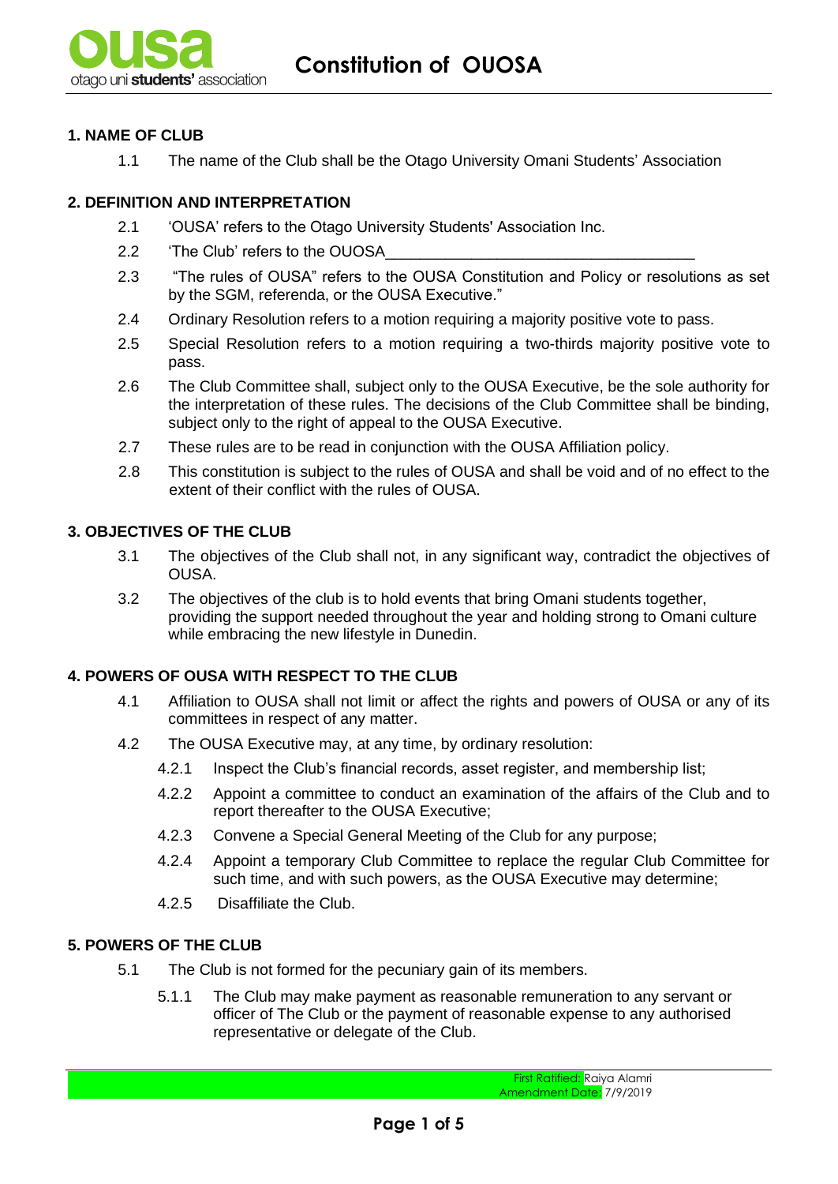# Constitution of OUOSA

## 1. NAME OF CLUB

1.1 The name of the Club shall be the Otago University Omani Students' Association

## 2. DEFINITION AND INTERPRETATION

2.1 'OUSA' refers to the Otago University Students' Association Inc.

2.2 'The Club' refers to the OUOSA____________________________________

2.3 "The rules of OUSA" refers to the OUSA Constitution and Policy or resolutions as set by the SGM, referenda, or the OUSA Executive."

2.4 Ordinary Resolution refers to a motion requiring a majority positive vote to pass.

2.5 Special Resolution refers to a motion requiring a two-thirds majority positive vote to pass.

2.6 The Club Committee shall, subject only to the OUSA Executive, be the sole authority for the interpretation of these rules. The decisions of the Club Committee shall be binding, subject only to the right of appeal to the OUSA Executive.

2.7 These rules are to be read in conjunction with the OUSA Affiliation policy.

2.8 This constitution is subject to the rules of OUSA and shall be void and of no effect to the extent of their conflict with the rules of OUSA.

## 3. OBJECTIVES OF THE CLUB

3.1 The objectives of the Club shall not, in any significant way, contradict the objectives of OUSA.

3.2 The objectives of the club is to hold events that bring Omani students together, providing the support needed throughout the year and holding strong to Omani culture while embracing the new lifestyle in Dunedin.

## 4. POWERS OF OUSA WITH RESPECT TO THE CLUB

4.1 Affiliation to OUSA shall not limit or affect the rights and powers of OUSA or any of its committees in respect of any matter.

4.2 The OUSA Executive may, at any time, by ordinary resolution:

- 4.2.1 Inspect the Club's financial records, asset register, and membership list;
- 4.2.2 Appoint a committee to conduct an examination of the affairs of the Club and to report thereafter to the OUSA Executive;
- 4.2.3 Convene a Special General Meeting of the Club for any purpose;
- 4.2.4 Appoint a temporary Club Committee to replace the regular Club Committee for such time, and with such powers, as the OUSA Executive may determine;
- 4.2.5 Disaffiliate the Club.

## 5. POWERS OF THE CLUB

5.1 The Club is not formed for the pecuniary gain of its members.

- 5.1.1 The Club may make payment as reasonable remuneration to any servant or officer of The Club or the payment of reasonable expense to any authorised representative or delegate of the Club.

First Ratified: Raiya Alamri
Amendment Date: 7/9/2019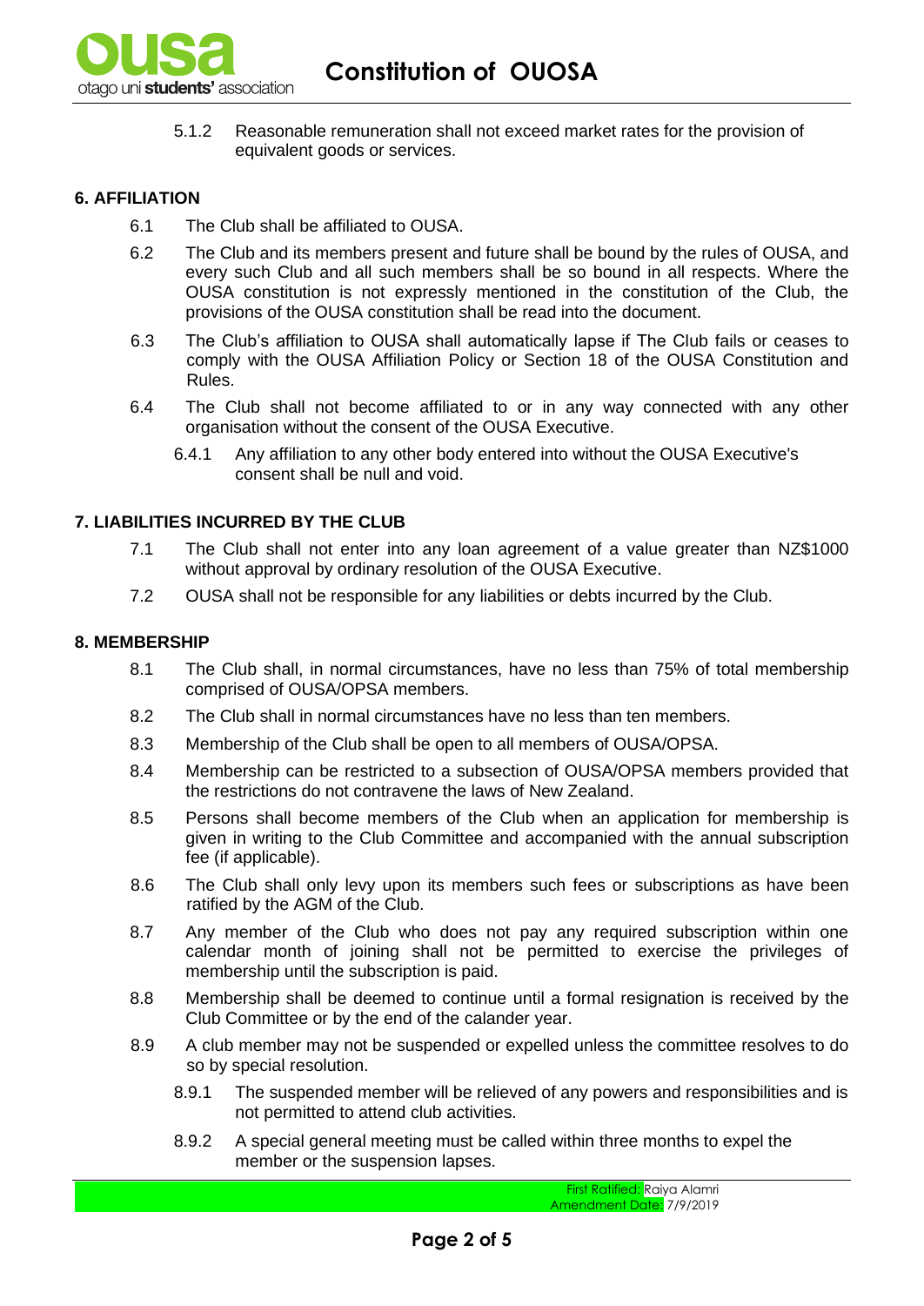5.1.2 Reasonable remuneration shall not exceed market rates for the provision of equivalent goods or services.

## 6. AFFILIATION

6.1 The Club shall be affiliated to OUSA.

6.2 The Club and its members present and future shall be bound by the rules of OUSA, and every such Club and all such members shall be so bound in all respects. Where the OUSA constitution is not expressly mentioned in the constitution of the Club, the provisions of the OUSA constitution shall be read into the document.

6.3 The Club's affiliation to OUSA shall automatically lapse if The Club fails or ceases to comply with the OUSA Affiliation Policy or Section 18 of the OUSA Constitution and Rules.

6.4 The Club shall not become affiliated to or in any way connected with any other organisation without the consent of the OUSA Executive.

6.4.1 Any affiliation to any other body entered into without the OUSA Executive's consent shall be null and void.

## 7. LIABILITIES INCURRED BY THE CLUB

7.1 The Club shall not enter into any loan agreement of a value greater than NZ$1000 without approval by ordinary resolution of the OUSA Executive.

7.2 OUSA shall not be responsible for any liabilities or debts incurred by the Club.

## 8. MEMBERSHIP

8.1 The Club shall, in normal circumstances, have no less than 75% of total membership comprised of OUSA/OPSA members.

8.2 The Club shall in normal circumstances have no less than ten members.

8.3 Membership of the Club shall be open to all members of OUSA/OPSA.

8.4 Membership can be restricted to a subsection of OUSA/OPSA members provided that the restrictions do not contravene the laws of New Zealand.

8.5 Persons shall become members of the Club when an application for membership is given in writing to the Club Committee and accompanied with the annual subscription fee (if applicable).

8.6 The Club shall only levy upon its members such fees or subscriptions as have been ratified by the AGM of the Club.

8.7 Any member of the Club who does not pay any required subscription within one calendar month of joining shall not be permitted to exercise the privileges of membership until the subscription is paid.

8.8 Membership shall be deemed to continue until a formal resignation is received by the Club Committee or by the end of the calander year.

8.9 A club member may not be suspended or expelled unless the committee resolves to do so by special resolution.

8.9.1 The suspended member will be relieved of any powers and responsibilities and is not permitted to attend club activities.

8.9.2 A special general meeting must be called within three months to expel the member or the suspension lapses.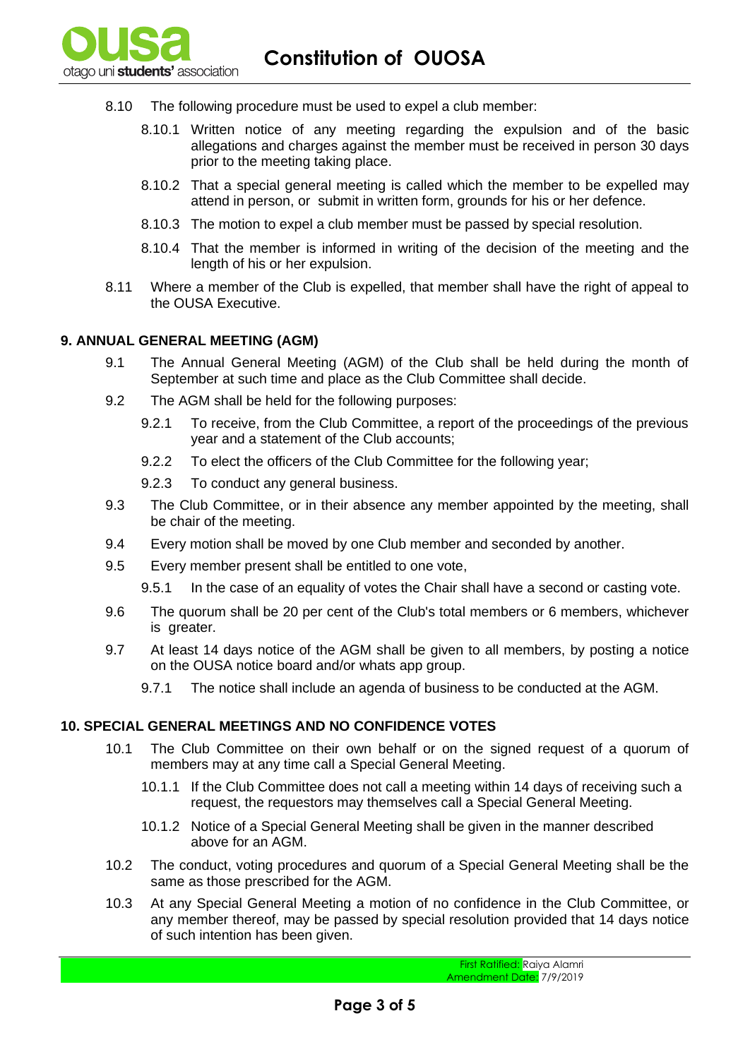8.10 The following procedure must be used to expel a club member:

8.10.1 Written notice of any meeting regarding the expulsion and of the basic allegations and charges against the member must be received in person 30 days prior to the meeting taking place.

8.10.2 That a special general meeting is called which the member to be expelled may attend in person, or submit in written form, grounds for his or her defence.

8.10.3 The motion to expel a club member must be passed by special resolution.

8.10.4 That the member is informed in writing of the decision of the meeting and the length of his or her expulsion.

8.11 Where a member of the Club is expelled, that member shall have the right of appeal to the OUSA Executive.

## 9. ANNUAL GENERAL MEETING (AGM)

9.1 The Annual General Meeting (AGM) of the Club shall be held during the month of September at such time and place as the Club Committee shall decide.

9.2 The AGM shall be held for the following purposes:

9.2.1 To receive, from the Club Committee, a report of the proceedings of the previous year and a statement of the Club accounts;

9.2.2 To elect the officers of the Club Committee for the following year;

9.2.3 To conduct any general business.

9.3 The Club Committee, or in their absence any member appointed by the meeting, shall be chair of the meeting.

9.4 Every motion shall be moved by one Club member and seconded by another.

9.5 Every member present shall be entitled to one vote,

9.5.1 In the case of an equality of votes the Chair shall have a second or casting vote.

9.6 The quorum shall be 20 per cent of the Club's total members or 6 members, whichever is greater.

9.7 At least 14 days notice of the AGM shall be given to all members, by posting a notice on the OUSA notice board and/or whats app group.

9.7.1 The notice shall include an agenda of business to be conducted at the AGM.

## 10. SPECIAL GENERAL MEETINGS AND NO CONFIDENCE VOTES

10.1 The Club Committee on their own behalf or on the signed request of a quorum of members may at any time call a Special General Meeting.

10.1.1 If the Club Committee does not call a meeting within 14 days of receiving such a request, the requestors may themselves call a Special General Meeting.

10.1.2 Notice of a Special General Meeting shall be given in the manner described above for an AGM.

10.2 The conduct, voting procedures and quorum of a Special General Meeting shall be the same as those prescribed for the AGM.

10.3 At any Special General Meeting a motion of no confidence in the Club Committee, or any member thereof, may be passed by special resolution provided that 14 days notice of such intention has been given.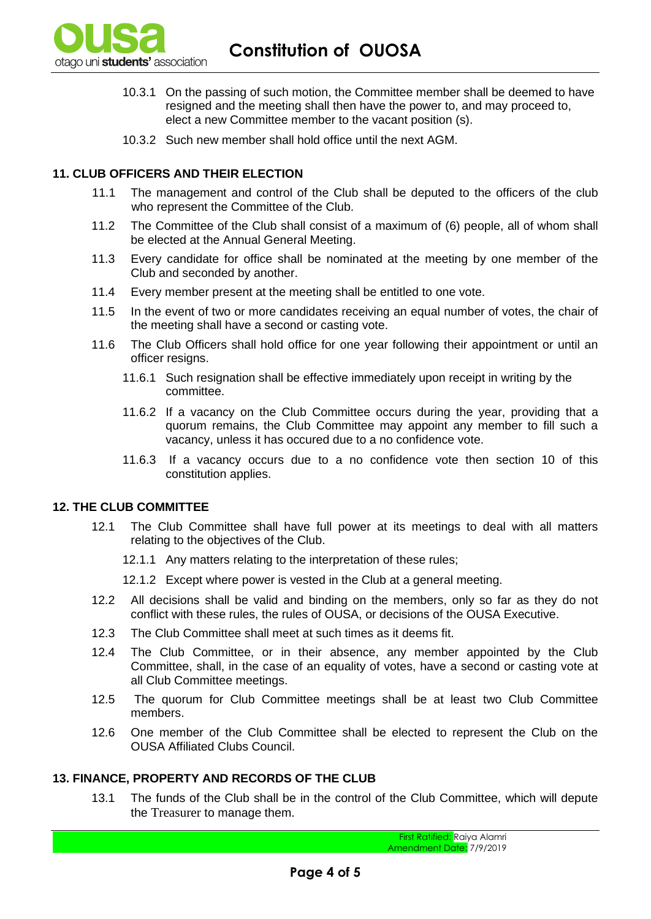10.3.1 On the passing of such motion, the Committee member shall be deemed to have resigned and the meeting shall then have the power to, and may proceed to, elect a new Committee member to the vacant position (s).

10.3.2 Such new member shall hold office until the next AGM.

## 11. CLUB OFFICERS AND THEIR ELECTION

11.1 The management and control of the Club shall be deputed to the officers of the club who represent the Committee of the Club.

11.2 The Committee of the Club shall consist of a maximum of (6) people, all of whom shall be elected at the Annual General Meeting.

11.3 Every candidate for office shall be nominated at the meeting by one member of the Club and seconded by another.

11.4 Every member present at the meeting shall be entitled to one vote.

11.5 In the event of two or more candidates receiving an equal number of votes, the chair of the meeting shall have a second or casting vote.

11.6 The Club Officers shall hold office for one year following their appointment or until an officer resigns.

11.6.1 Such resignation shall be effective immediately upon receipt in writing by the committee.

11.6.2 If a vacancy on the Club Committee occurs during the year, providing that a quorum remains, the Club Committee may appoint any member to fill such a vacancy, unless it has occured due to a no confidence vote.

11.6.3 If a vacancy occurs due to a no confidence vote then section 10 of this constitution applies.

## 12. THE CLUB COMMITTEE

12.1 The Club Committee shall have full power at its meetings to deal with all matters relating to the objectives of the Club.

12.1.1 Any matters relating to the interpretation of these rules;

12.1.2 Except where power is vested in the Club at a general meeting.

12.2 All decisions shall be valid and binding on the members, only so far as they do not conflict with these rules, the rules of OUSA, or decisions of the OUSA Executive.

12.3 The Club Committee shall meet at such times as it deems fit.

12.4 The Club Committee, or in their absence, any member appointed by the Club Committee, shall, in the case of an equality of votes, have a second or casting vote at all Club Committee meetings.

12.5 The quorum for Club Committee meetings shall be at least two Club Committee members.

12.6 One member of the Club Committee shall be elected to represent the Club on the OUSA Affiliated Clubs Council.

## 13. FINANCE, PROPERTY AND RECORDS OF THE CLUB

13.1 The funds of the Club shall be in the control of the Club Committee, which will depute the Treasurer to manage them.

First Ratified: Raiya Alamri
Amendment Date: 7/9/2019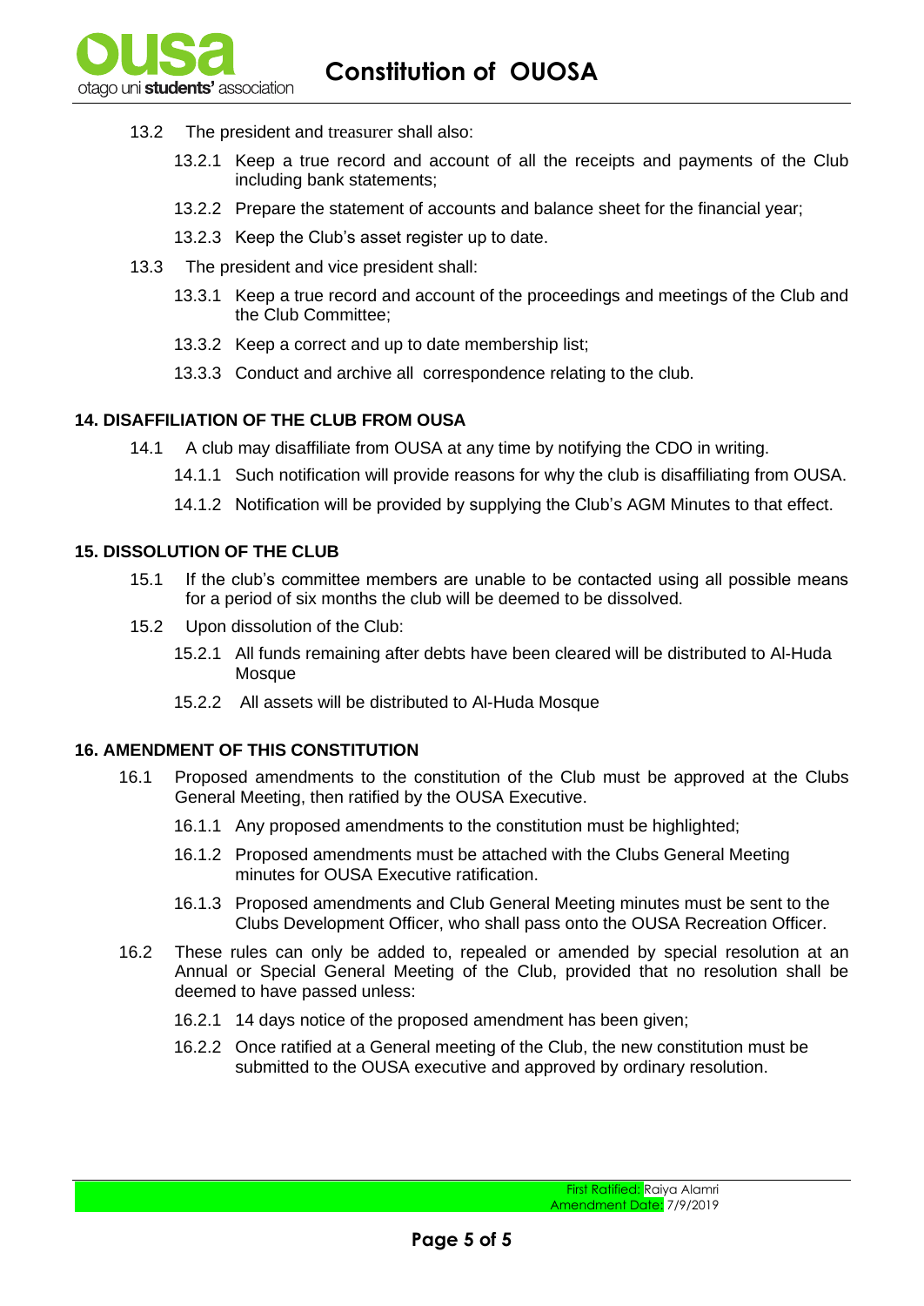13.2 The president and treasurer shall also:

13.2.1 Keep a true record and account of all the receipts and payments of the Club including bank statements;

13.2.2 Prepare the statement of accounts and balance sheet for the financial year;

13.2.3 Keep the Club's asset register up to date.

13.3 The president and vice president shall:

13.3.1 Keep a true record and account of the proceedings and meetings of the Club and the Club Committee;

13.3.2 Keep a correct and up to date membership list;

13.3.3 Conduct and archive all correspondence relating to the club.

### 14. DISAFFILIATION OF THE CLUB FROM OUSA

14.1 A club may disaffiliate from OUSA at any time by notifying the CDO in writing.

14.1.1 Such notification will provide reasons for why the club is disaffiliating from OUSA.

14.1.2 Notification will be provided by supplying the Club's AGM Minutes to that effect.

### 15. DISSOLUTION OF THE CLUB

15.1 If the club's committee members are unable to be contacted using all possible means for a period of six months the club will be deemed to be dissolved.

15.2 Upon dissolution of the Club:

15.2.1 All funds remaining after debts have been cleared will be distributed to Al-Huda Mosque

15.2.2 All assets will be distributed to Al-Huda Mosque

### 16. AMENDMENT OF THIS CONSTITUTION

16.1 Proposed amendments to the constitution of the Club must be approved at the Clubs General Meeting, then ratified by the OUSA Executive.

16.1.1 Any proposed amendments to the constitution must be highlighted;

16.1.2 Proposed amendments must be attached with the Clubs General Meeting minutes for OUSA Executive ratification.

16.1.3 Proposed amendments and Club General Meeting minutes must be sent to the Clubs Development Officer, who shall pass onto the OUSA Recreation Officer.

16.2 These rules can only be added to, repealed or amended by special resolution at an Annual or Special General Meeting of the Club, provided that no resolution shall be deemed to have passed unless:

16.2.1 14 days notice of the proposed amendment has been given;

16.2.2 Once ratified at a General meeting of the Club, the new constitution must be submitted to the OUSA executive and approved by ordinary resolution.

First Ratified: Raiya Alamri
Amendment Date: 7/9/2019